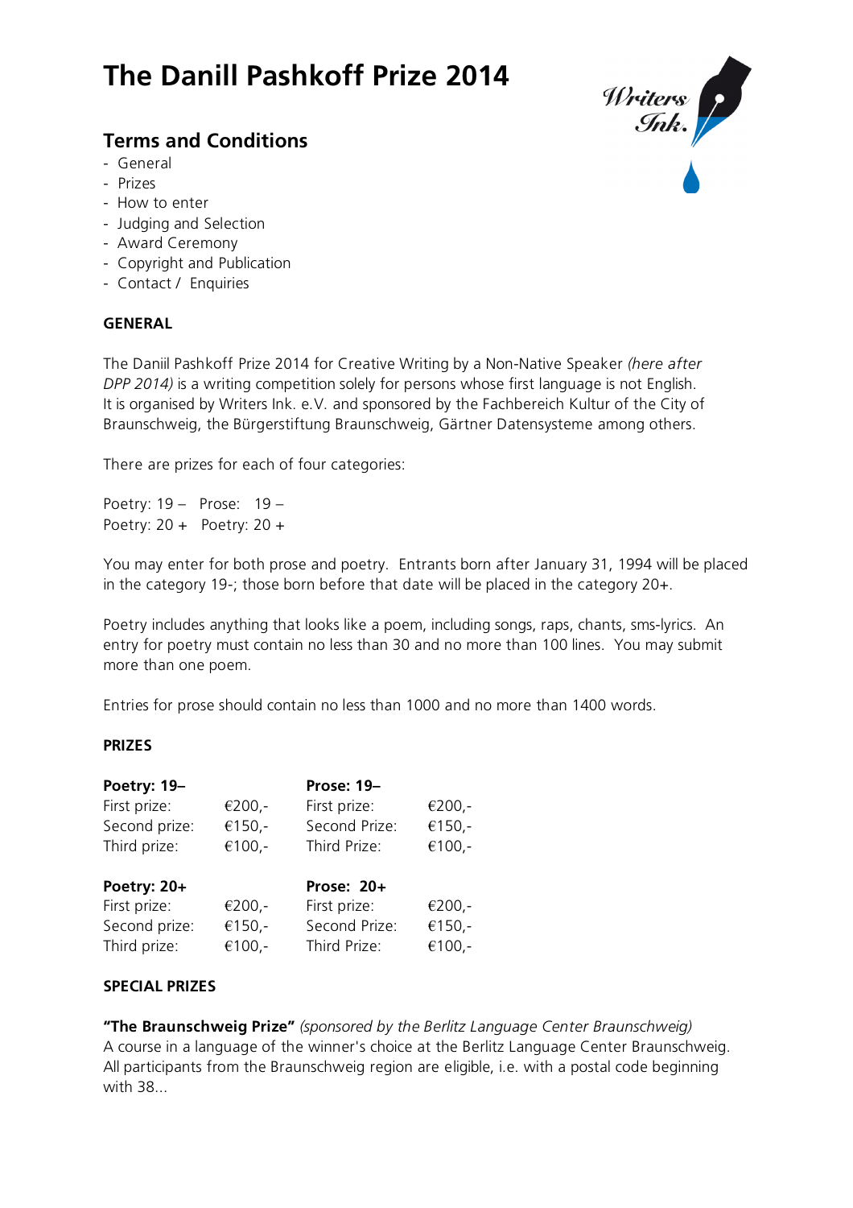# The Danill Pashkoff Prize 2014

## Terms and Conditions

- General
- Prizes
- How to enter
- Judging and Selection
- Award Ceremony
- Copyright and Publication
- Contact / Enquiries

### GENERAL

The Daniil Pashkoff Prize 2014 for Creative Writing by a Non-Native Speaker *(here after DPP 2014)* is a writing competition solely for persons whose first language is not English. It is organised by Writers Ink. e.V. and sponsored by the Fachbereich Kultur of the City of Braunschweig, the Bürgerstiftung Braunschweig, Gärtner Datensysteme among others.

There are prizes for each of four categories:

Poetry: 19 – Prose: 19 –
Poetry: 20 + Poetry: 20 +

You may enter for both prose and poetry. Entrants born after January 31, 1994 will be placed in the category 19-; those born before that date will be placed in the category 20+.

Poetry includes anything that looks like a poem, including songs, raps, chants, sms-lyrics. An entry for poetry must contain no less than 30 and no more than 100 lines. You may submit more than one poem.

Entries for prose should contain no less than 1000 and no more than 1400 words.

### PRIZES

| **Poetry: 19–** | | **Prose: 19–** | |
|---|---|---|---|
| First prize: | €200,- | First prize: | €200,- |
| Second prize: | €150,- | Second Prize: | €150,- |
| Third prize: | €100,- | Third Prize: | €100,- |

| **Poetry: 20+** | | **Prose: 20+** | |
|---|---|---|---|
| First prize: | €200,- | First prize: | €200,- |
| Second prize: | €150,- | Second Prize: | €150,- |
| Third prize: | €100,- | Third Prize: | €100,- |

### SPECIAL PRIZES

**"The Braunschweig Prize"** *(sponsored by the Berlitz Language Center Braunschweig)*
A course in a language of the winner's choice at the Berlitz Language Center Braunschweig. All participants from the Braunschweig region are eligible, i.e. with a postal code beginning with 38...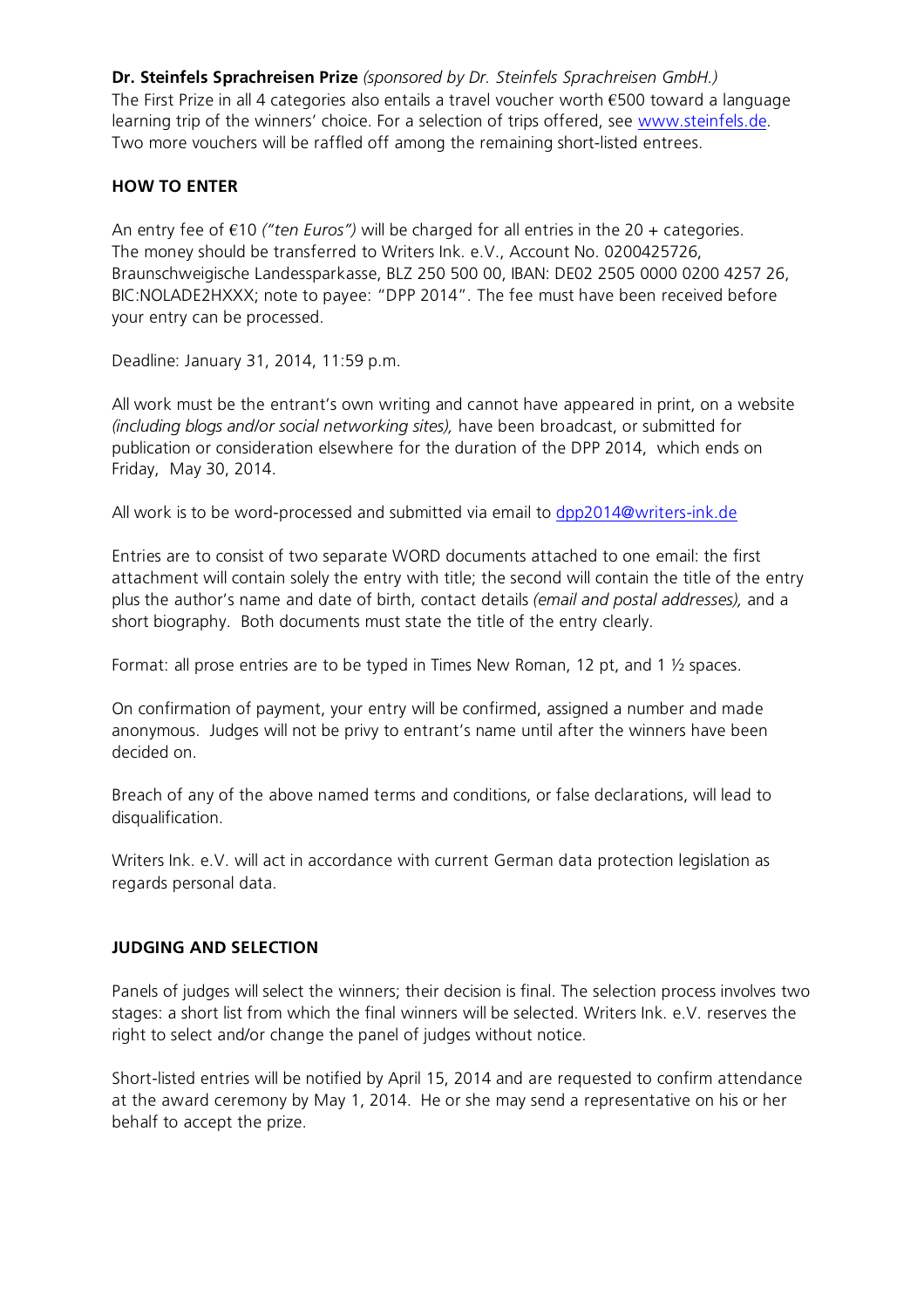**Dr. Steinfels Sprachreisen Prize** *(sponsored by Dr. Steinfels Sprachreisen GmbH.)*
The First Prize in all 4 categories also entails a travel voucher worth €500 toward a language learning trip of the winners' choice. For a selection of trips offered, see [www.steinfels.de](www.steinfels.de). Two more vouchers will be raffled off among the remaining short-listed entrees.

**HOW TO ENTER**

An entry fee of €10 *("ten Euros")* will be charged for all entries in the 20 + categories. The money should be transferred to Writers Ink. e.V., Account No. 0200425726, Braunschweigische Landessparkasse, BLZ 250 500 00, IBAN: DE02 2505 0000 0200 4257 26, BIC:NOLADE2HXXX; note to payee: "DPP 2014". The fee must have been received before your entry can be processed.

Deadline: January 31, 2014, 11:59 p.m.

All work must be the entrant's own writing and cannot have appeared in print, on a website *(including blogs and/or social networking sites),* have been broadcast, or submitted for publication or consideration elsewhere for the duration of the DPP 2014, which ends on Friday, May 30, 2014.

All work is to be word-processed and submitted via email to [dpp2014@writers-ink.de](mailto:dpp2014@writers-ink.de)

Entries are to consist of two separate WORD documents attached to one email: the first attachment will contain solely the entry with title; the second will contain the title of the entry plus the author's name and date of birth, contact details *(email and postal addresses),* and a short biography. Both documents must state the title of the entry clearly.

Format: all prose entries are to be typed in Times New Roman, 12 pt, and 1 ½ spaces.

On confirmation of payment, your entry will be confirmed, assigned a number and made anonymous. Judges will not be privy to entrant's name until after the winners have been decided on.

Breach of any of the above named terms and conditions, or false declarations, will lead to disqualification.

Writers Ink. e.V. will act in accordance with current German data protection legislation as regards personal data.

**JUDGING AND SELECTION**

Panels of judges will select the winners; their decision is final. The selection process involves two stages: a short list from which the final winners will be selected. Writers Ink. e.V. reserves the right to select and/or change the panel of judges without notice.

Short-listed entries will be notified by April 15, 2014 and are requested to confirm attendance at the award ceremony by May 1, 2014. He or she may send a representative on his or her behalf to accept the prize.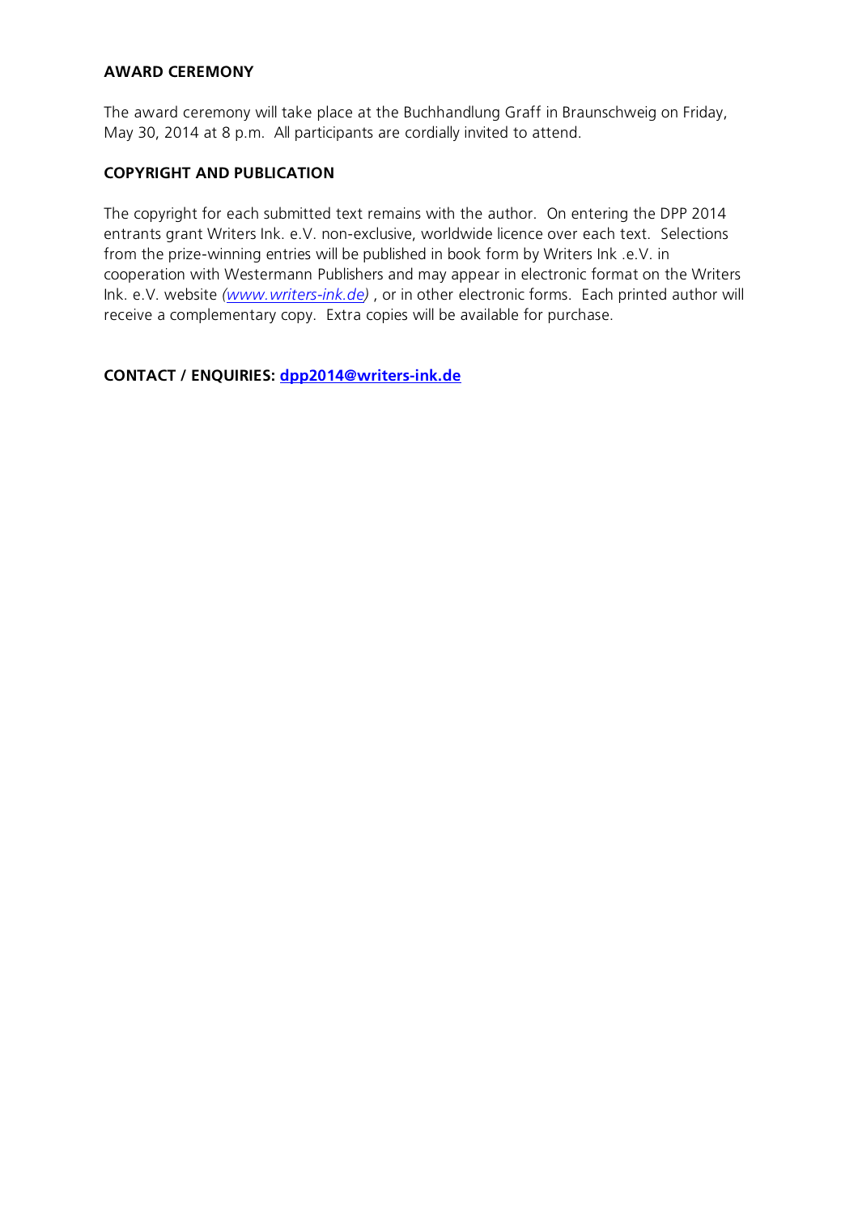**AWARD CEREMONY**

The award ceremony will take place at the Buchhandlung Graff in Braunschweig on Friday, May 30, 2014 at 8 p.m. All participants are cordially invited to attend.

**COPYRIGHT AND PUBLICATION**

The copyright for each submitted text remains with the author. On entering the DPP 2014 entrants grant Writers Ink. e.V. non-exclusive, worldwide licence over each text. Selections from the prize-winning entries will be published in book form by Writers Ink .e.V. in cooperation with Westermann Publishers and may appear in electronic format on the Writers Ink. e.V. website *(www.writers-ink.de)* , or in other electronic forms. Each printed author will receive a complementary copy. Extra copies will be available for purchase.

**CONTACT / ENQUIRIES: dpp2014@writers-ink.de**